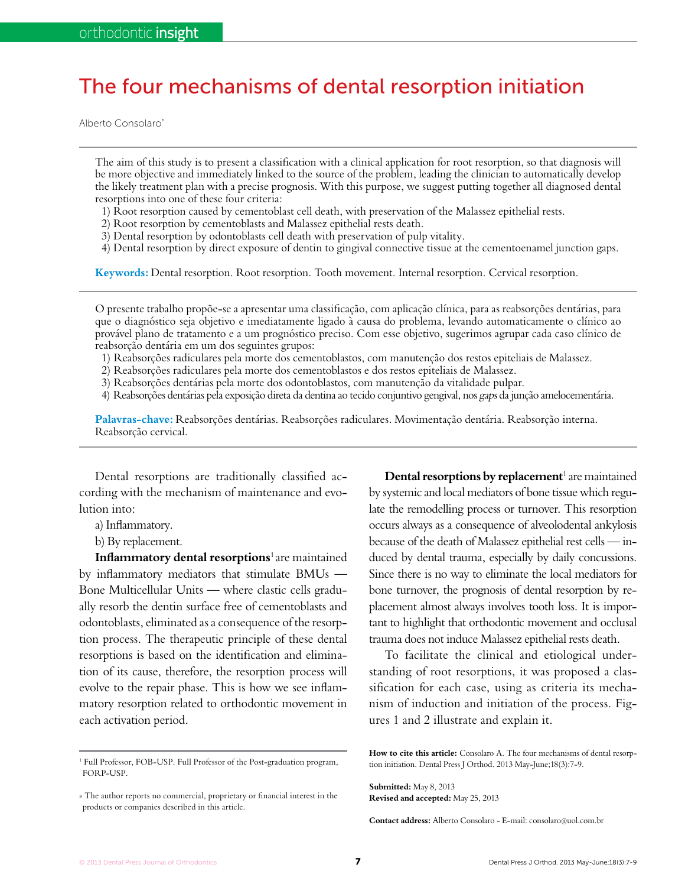# The four mechanisms of dental resorption initiation

Alberto Consolaro*

The aim of this study is to present a classification with a clinical application for root resorption, so that diagnosis will be more objective and immediately linked to the source of the problem, leading the clinician to automatically develop the likely treatment plan with a precise prognosis. With this purpose, we suggest putting together all diagnosed dental resorptions into one of these four criteria:

1) Root resorption caused by cementoblast cell death, with preservation of the Malassez epithelial rests.
2) Root resorption by cementoblasts and Malassez epithelial rests death.
3) Dental resorption by odontoblasts cell death with preservation of pulp vitality.
4) Dental resorption by direct exposure of dentin to gingival connective tissue at the cementoenamel junction gaps.

**Keywords:** Dental resorption. Root resorption. Tooth movement. Internal resorption. Cervical resorption.

O presente trabalho propõe-se a apresentar uma classificação, com aplicação clínica, para as reabsorções dentárias, para que o diagnóstico seja objetivo e imediatamente ligado à causa do problema, levando automaticamente o clínico ao provável plano de tratamento e a um prognóstico preciso. Com esse objetivo, sugerimos agrupar cada caso clínico de reabsorção dentária em um dos seguintes grupos:

1) Reabsorções radiculares pela morte dos cementoblastos, com manutenção dos restos epiteliais de Malassez.
2) Reabsorções radiculares pela morte dos cementoblastos e dos restos epiteliais de Malassez.
3) Reabsorções dentárias pela morte dos odontoblastos, com manutenção da vitalidade pulpar.
4) Reabsorções dentárias pela exposição direta da dentina ao tecido conjuntivo gengival, nos *gaps* da junção amelocementária.

**Palavras-chave:** Reabsorções dentárias. Reabsorções radiculares. Movimentação dentária. Reabsorção interna. Reabsorção cervical.

Dental resorptions are traditionally classified according with the mechanism of maintenance and evolution into:

a) Inflammatory.

b) By replacement.

**Inflammatory dental resorptions**[1] are maintained by inflammatory mediators that stimulate BMUs — Bone Multicellular Units — where clastic cells gradually resorb the dentin surface free of cementoblasts and odontoblasts, eliminated as a consequence of the resorption process. The therapeutic principle of these dental resorptions is based on the identification and elimination of its cause, therefore, the resorption process will evolve to the repair phase. This is how we see inflammatory resorption related to orthodontic movement in each activation period.

**Dental resorptions by replacement**[1] are maintained by systemic and local mediators of bone tissue which regulate the remodelling process or turnover. This resorption occurs always as a consequence of alveolodental ankylosis because of the death of Malassez epithelial rest cells — induced by dental trauma, especially by daily concussions. Since there is no way to eliminate the local mediators for bone turnover, the prognosis of dental resorption by replacement almost always involves tooth loss. It is important to highlight that orthodontic movement and occlusal trauma does not induce Malassez epithelial rests death.

To facilitate the clinical and etiological understanding of root resorptions, it was proposed a classification for each case, using as criteria its mechanism of induction and initiation of the process. Figures 1 and 2 illustrate and explain it.

[1] Full Professor, FOB-USP. Full Professor of the Post-graduation program, FORP-USP.

» The author reports no commercial, proprietary or financial interest in the products or companies described in this article.

**How to cite this article:** Consolaro A. The four mechanisms of dental resorption initiation. Dental Press J Orthod. 2013 May-June;18(3):7-9.

**Submitted:** May 8, 2013
**Revised and accepted:** May 25, 2013

**Contact address:** Alberto Consolaro - E-mail: consolaro@uol.com.br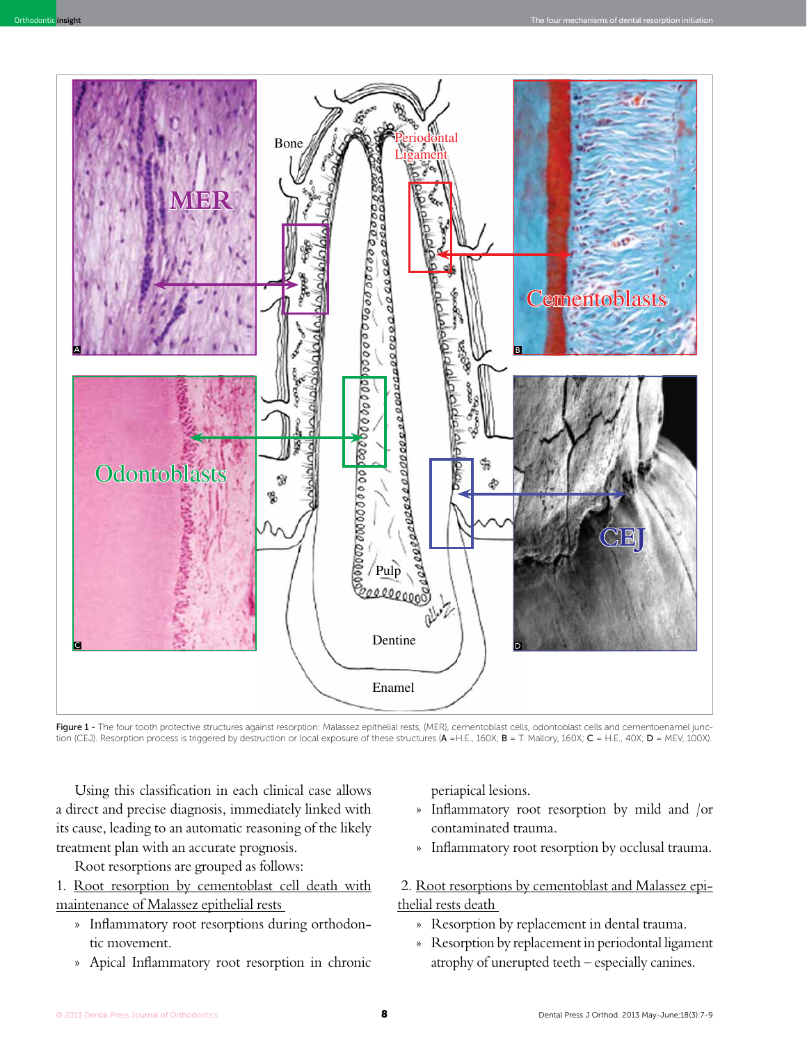Figure 1 - The four tooth protective structures against resorption: Malassez epithelial rests, (MER), cementoblast cells, odontoblast cells and cementoenamel junction (CEJ). Resorption process is triggered by destruction or local exposure of these structures (**A** =H.E., 160X; **B** = T. Mallory, 160X; **C** = H.E., 40X; **D** = MEV, 100X).

Using this classification in each clinical case allows a direct and precise diagnosis, immediately linked with its cause, leading to an automatic reasoning of the likely treatment plan with an accurate prognosis.

Root resorptions are grouped as follows:

1. Root resorption by cementoblast cell death with maintenance of Malassez epithelial rests
   - » Inflammatory root resorptions during orthodontic movement.
   - » Apical Inflammatory root resorption in chronic periapical lesions.
   - » Inflammatory root resorption by mild and /or contaminated trauma.
   - » Inflammatory root resorption by occlusal trauma.

2. Root resorptions by cementoblast and Malassez epithelial rests death
   - » Resorption by replacement in dental trauma.
   - » Resorption by replacement in periodontal ligament atrophy of unerupted teeth – especially canines.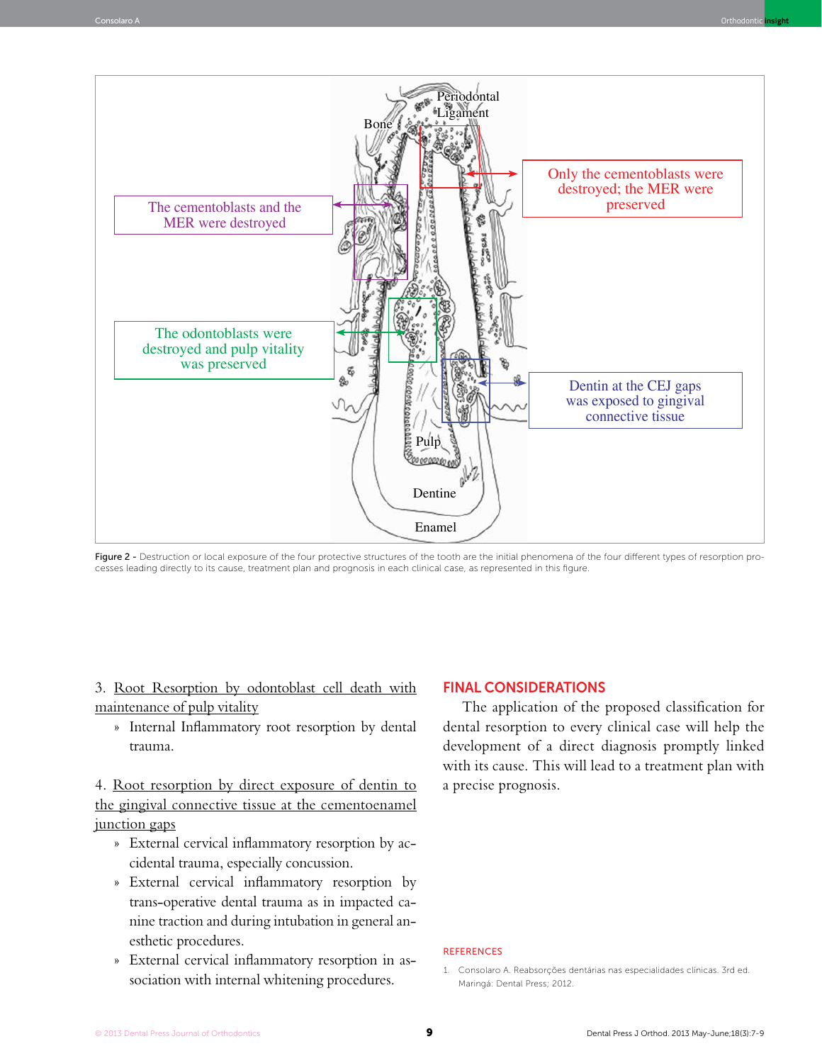Bone

Periodontal Ligament

The cementoblasts and the MER were destroyed

Only the cementoblasts were destroyed; the MER were preserved

The odontoblasts were destroyed and pulp vitality was preserved

Dentin at the CEJ gaps was exposed to gingival connective tissue

Pulp

Dentine

Enamel

Figure 2 - Destruction or local exposure of the four protective structures of the tooth are the initial phenomena of the four different types of resorption processes leading directly to its cause, treatment plan and prognosis in each clinical case, as represented in this figure.

3. Root Resorption by odontoblast cell death with maintenance of pulp vitality

   » Internal Inflammatory root resorption by dental trauma.

4. Root resorption by direct exposure of dentin to the gingival connective tissue at the cementoenamel junction gaps

   » External cervical inflammatory resorption by accidental trauma, especially concussion.
   » External cervical inflammatory resorption by trans-operative dental trauma as in impacted canine traction and during intubation in general anesthetic procedures.
   » External cervical inflammatory resorption in association with internal whitening procedures.

## FINAL CONSIDERATIONS

The application of the proposed classification for dental resorption to every clinical case will help the development of a direct diagnosis promptly linked with its cause. This will lead to a treatment plan with a precise prognosis.

## REFERENCES

1. Consolaro A. Reabsorções dentárias nas especialidades clínicas. 3rd ed. Maringá: Dental Press; 2012.